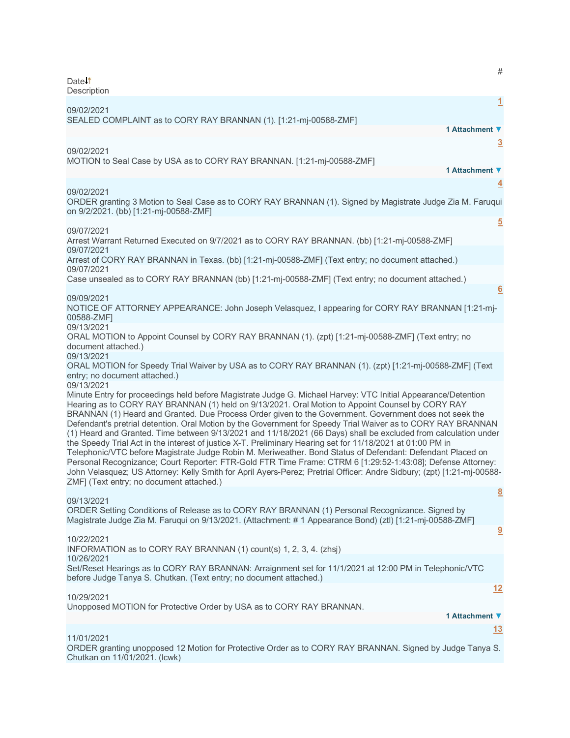| Date | # | Description |
|---|---|---|
| 09/02/2021 | 1 | SEALED COMPLAINT as to CORY RAY BRANNAN (1). [1:21-mj-00588-ZMF] 1 Attachment |
| 09/02/2021 | 3 | MOTION to Seal Case by USA as to CORY RAY BRANNAN. [1:21-mj-00588-ZMF] 1 Attachment |
| 09/02/2021 | 4 | ORDER granting 3 Motion to Seal Case as to CORY RAY BRANNAN (1). Signed by Magistrate Judge Zia M. Faruqui on 9/2/2021. (bb) [1:21-mj-00588-ZMF] |
| 09/07/2021 | 5 | Arrest Warrant Returned Executed on 9/7/2021 as to CORY RAY BRANNAN. (bb) [1:21-mj-00588-ZMF] |
| 09/07/2021 | | Arrest of CORY RAY BRANNAN in Texas. (bb) [1:21-mj-00588-ZMF] (Text entry; no document attached.) |
| 09/07/2021 | | Case unsealed as to CORY RAY BRANNAN (bb) [1:21-mj-00588-ZMF] (Text entry; no document attached.) |
| 09/09/2021 | 6 | NOTICE OF ATTORNEY APPEARANCE: John Joseph Velasquez, I appearing for CORY RAY BRANNAN [1:21-mj-00588-ZMF] |
| 09/13/2021 | | ORAL MOTION to Appoint Counsel by CORY RAY BRANNAN (1). (zpt) [1:21-mj-00588-ZMF] (Text entry; no document attached.) |
| 09/13/2021 | | ORAL MOTION for Speedy Trial Waiver by USA as to CORY RAY BRANNAN (1). (zpt) [1:21-mj-00588-ZMF] (Text entry; no document attached.) |
| 09/13/2021 | | Minute Entry for proceedings held before Magistrate Judge G. Michael Harvey: VTC Initial Appearance/Detention Hearing as to CORY RAY BRANNAN (1) held on 9/13/2021. Oral Motion to Appoint Counsel by CORY RAY BRANNAN (1) Heard and Granted. Due Process Order given to the Government. Government does not seek the Defendant's pretrial detention. Oral Motion by the Government for Speedy Trial Waiver as to CORY RAY BRANNAN (1) Heard and Granted. Time between 9/13/2021 and 11/18/2021 (66 Days) shall be excluded from calculation under the Speedy Trial Act in the interest of justice X-T. Preliminary Hearing set for 11/18/2021 at 01:00 PM in Telephonic/VTC before Magistrate Judge Robin M. Meriweather. Bond Status of Defendant: Defendant Placed on Personal Recognizance; Court Reporter: FTR-Gold FTR Time Frame: CTRM 6 [1:29:52-1:43:08]; Defense Attorney: John Velasquez; US Attorney: Kelly Smith for April Ayers-Perez; Pretrial Officer: Andre Sidbury; (zpt) [1:21-mj-00588-ZMF] (Text entry; no document attached.) |
| 09/13/2021 | 8 | ORDER Setting Conditions of Release as to CORY RAY BRANNAN (1) Personal Recognizance. Signed by Magistrate Judge Zia M. Faruqui on 9/13/2021. (Attachment: # 1 Appearance Bond) (ztl) [1:21-mj-00588-ZMF] |
| 10/22/2021 | 9 | INFORMATION as to CORY RAY BRANNAN (1) count(s) 1, 2, 3, 4. (zhsj) |
| 10/26/2021 | | Set/Reset Hearings as to CORY RAY BRANNAN: Arraignment set for 11/1/2021 at 12:00 PM in Telephonic/VTC before Judge Tanya S. Chutkan. (Text entry; no document attached.) |
| 10/29/2021 | 12 | Unopposed MOTION for Protective Order by USA as to CORY RAY BRANNAN. 1 Attachment |
| 11/01/2021 | 13 | ORDER granting unopposed 12 Motion for Protective Order as to CORY RAY BRANNAN. Signed by Judge Tanya S. Chutkan on 11/01/2021. (lcwk) |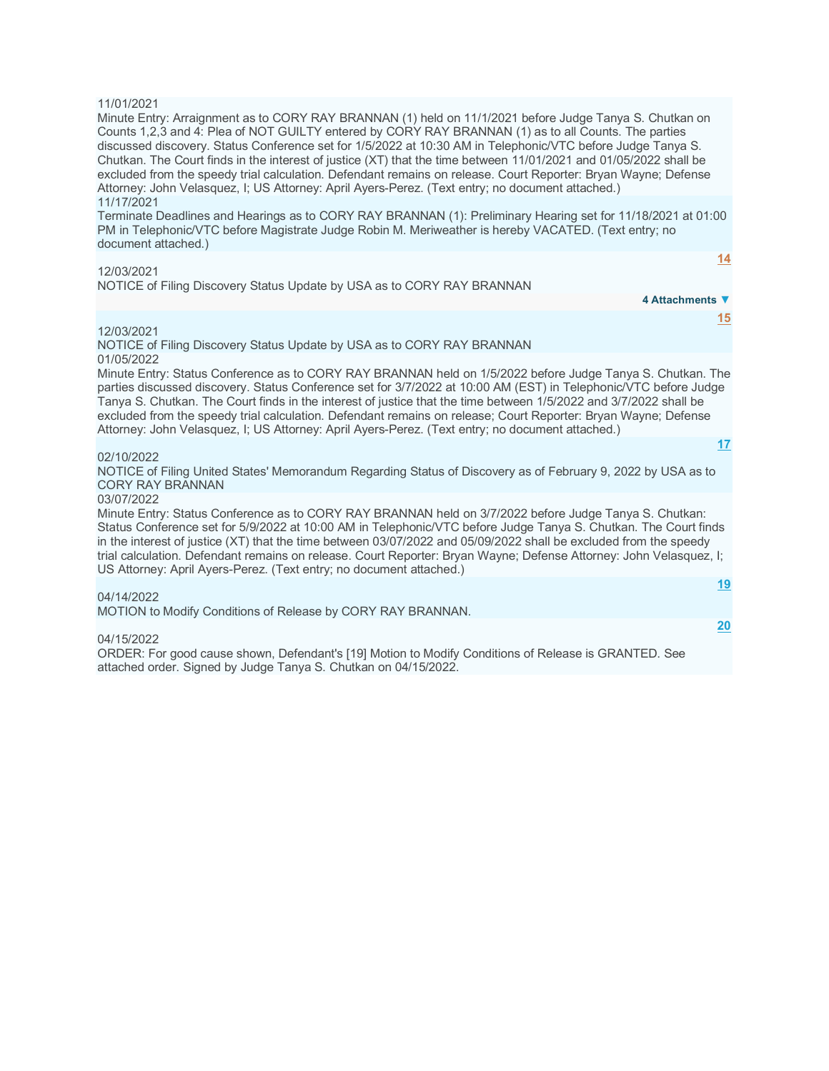11/01/2021
Minute Entry: Arraignment as to CORY RAY BRANNAN (1) held on 11/1/2021 before Judge Tanya S. Chutkan on Counts 1,2,3 and 4: Plea of NOT GUILTY entered by CORY RAY BRANNAN (1) as to all Counts. The parties discussed discovery. Status Conference set for 1/5/2022 at 10:30 AM in Telephonic/VTC before Judge Tanya S. Chutkan. The Court finds in the interest of justice (XT) that the time between 11/01/2021 and 01/05/2022 shall be excluded from the speedy trial calculation. Defendant remains on release. Court Reporter: Bryan Wayne; Defense Attorney: John Velasquez, I; US Attorney: April Ayers-Perez. (Text entry; no document attached.)

11/17/2021
Terminate Deadlines and Hearings as to CORY RAY BRANNAN (1): Preliminary Hearing set for 11/18/2021 at 01:00 PM in Telephonic/VTC before Magistrate Judge Robin M. Meriweather is hereby VACATED. (Text entry; no document attached.)

14

12/03/2021
NOTICE of Filing Discovery Status Update by USA as to CORY RAY BRANNAN

4 Attachments ▼

15

12/03/2021
NOTICE of Filing Discovery Status Update by USA as to CORY RAY BRANNAN

01/05/2022
Minute Entry: Status Conference as to CORY RAY BRANNAN held on 1/5/2022 before Judge Tanya S. Chutkan. The parties discussed discovery. Status Conference set for 3/7/2022 at 10:00 AM (EST) in Telephonic/VTC before Judge Tanya S. Chutkan. The Court finds in the interest of justice that the time between 1/5/2022 and 3/7/2022 shall be excluded from the speedy trial calculation. Defendant remains on release; Court Reporter: Bryan Wayne; Defense Attorney: John Velasquez, I; US Attorney: April Ayers-Perez. (Text entry; no document attached.)

17

02/10/2022
NOTICE of Filing United States' Memorandum Regarding Status of Discovery as of February 9, 2022 by USA as to CORY RAY BRANNAN

03/07/2022
Minute Entry: Status Conference as to CORY RAY BRANNAN held on 3/7/2022 before Judge Tanya S. Chutkan: Status Conference set for 5/9/2022 at 10:00 AM in Telephonic/VTC before Judge Tanya S. Chutkan. The Court finds in the interest of justice (XT) that the time between 03/07/2022 and 05/09/2022 shall be excluded from the speedy trial calculation. Defendant remains on release. Court Reporter: Bryan Wayne; Defense Attorney: John Velasquez, I; US Attorney: April Ayers-Perez. (Text entry; no document attached.)

19

04/14/2022
MOTION to Modify Conditions of Release by CORY RAY BRANNAN.

20

04/15/2022
ORDER: For good cause shown, Defendant's [19] Motion to Modify Conditions of Release is GRANTED. See attached order. Signed by Judge Tanya S. Chutkan on 04/15/2022.